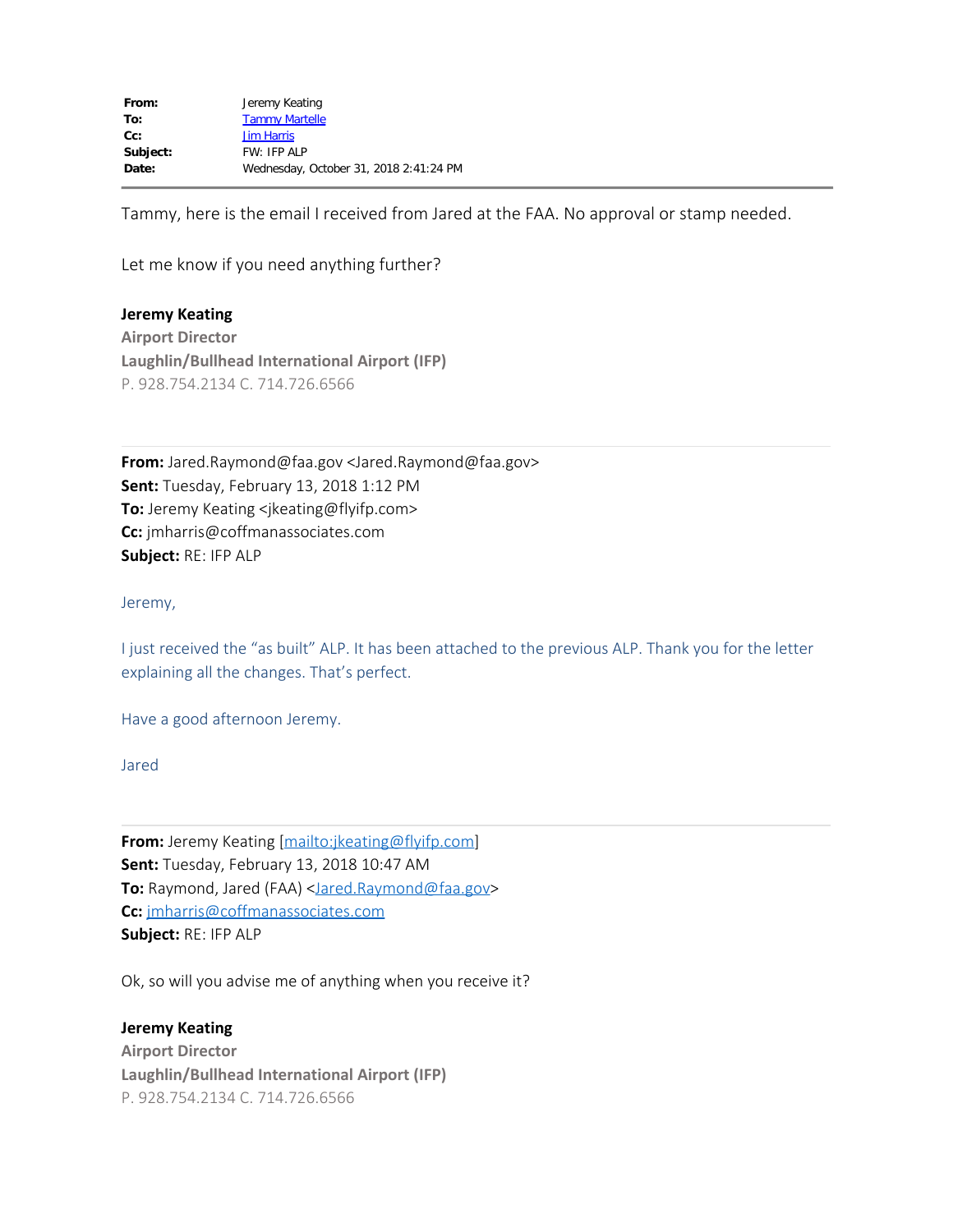|  |  |
| --- | --- |
| **From:** | Jeremy Keating |
| **To:** | Tammy Martelle |
| **Cc:** | Jim Harris |
| **Subject:** | FW: IFP ALP |
| **Date:** | Wednesday, October 31, 2018 2:41:24 PM |

---

Tammy, here is the email I received from Jared at the FAA. No approval or stamp needed.

Let me know if you need anything further?

**Jeremy Keating**
**Airport Director**
**Laughlin/Bullhead International Airport (IFP)**
P. 928.754.2134 C. 714.726.6566

---

**From:** Jared.Raymond@faa.gov <Jared.Raymond@faa.gov>
**Sent:** Tuesday, February 13, 2018 1:12 PM
**To:** Jeremy Keating <jkeating@flyifp.com>
**Cc:** jmharris@coffmanassociates.com
**Subject:** RE: IFP ALP

Jeremy,

I just received the "as built" ALP. It has been attached to the previous ALP. Thank you for the letter explaining all the changes. That's perfect.

Have a good afternoon Jeremy.

Jared

---

**From:** Jeremy Keating [mailto:jkeating@flyifp.com]
**Sent:** Tuesday, February 13, 2018 10:47 AM
**To:** Raymond, Jared (FAA) <Jared.Raymond@faa.gov>
**Cc:** jmharris@coffmanassociates.com
**Subject:** RE: IFP ALP

Ok, so will you advise me of anything when you receive it?

**Jeremy Keating**
**Airport Director**
**Laughlin/Bullhead International Airport (IFP)**
P. 928.754.2134 C. 714.726.6566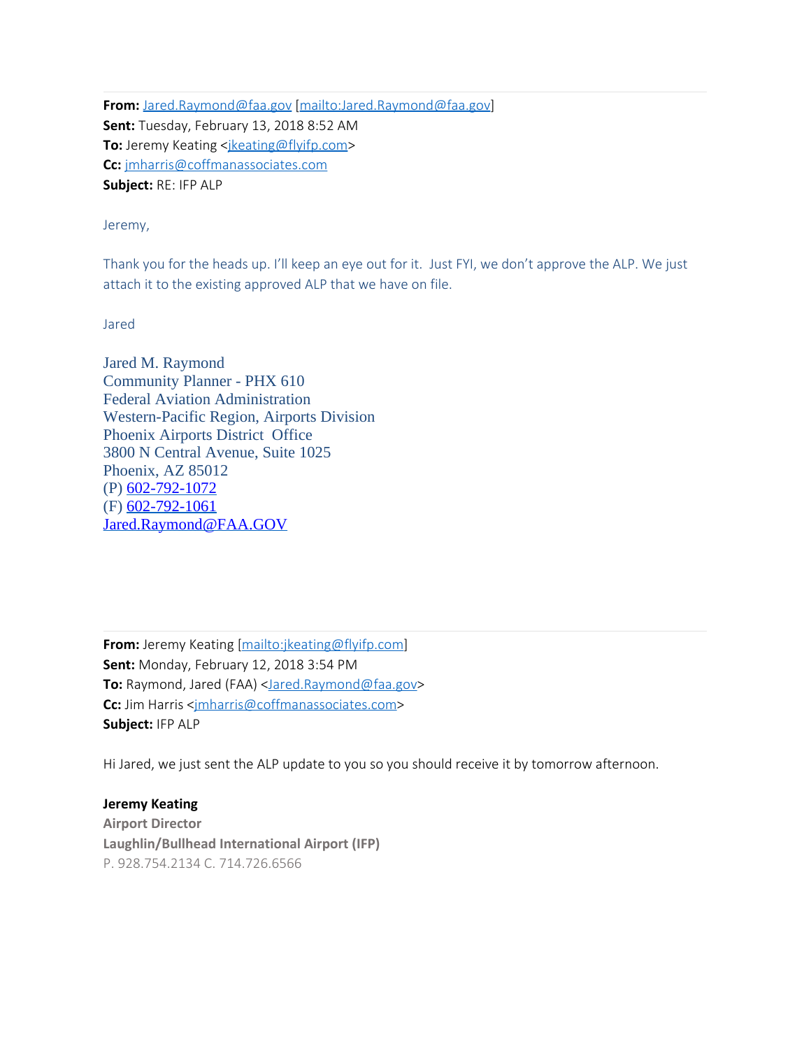**From:** Jared.Raymond@faa.gov [mailto:Jared.Raymond@faa.gov]
**Sent:** Tuesday, February 13, 2018 8:52 AM
**To:** Jeremy Keating <jkeating@flyifp.com>
**Cc:** jmharris@coffmanassociates.com
**Subject:** RE: IFP ALP

Jeremy,

Thank you for the heads up. I'll keep an eye out for it. Just FYI, we don't approve the ALP. We just attach it to the existing approved ALP that we have on file.

Jared

Jared M. Raymond
Community Planner - PHX 610
Federal Aviation Administration
Western-Pacific Region, Airports Division
Phoenix Airports District Office
3800 N Central Avenue, Suite 1025
Phoenix, AZ 85012
(P) 602-792-1072
(F) 602-792-1061
Jared.Raymond@FAA.GOV

---

**From:** Jeremy Keating [mailto:jkeating@flyifp.com]
**Sent:** Monday, February 12, 2018 3:54 PM
**To:** Raymond, Jared (FAA) <Jared.Raymond@faa.gov>
**Cc:** Jim Harris <jmharris@coffmanassociates.com>
**Subject:** IFP ALP

Hi Jared, we just sent the ALP update to you so you should receive it by tomorrow afternoon.

**Jeremy Keating**
**Airport Director**
**Laughlin/Bullhead International Airport (IFP)**
P. 928.754.2134 C. 714.726.6566